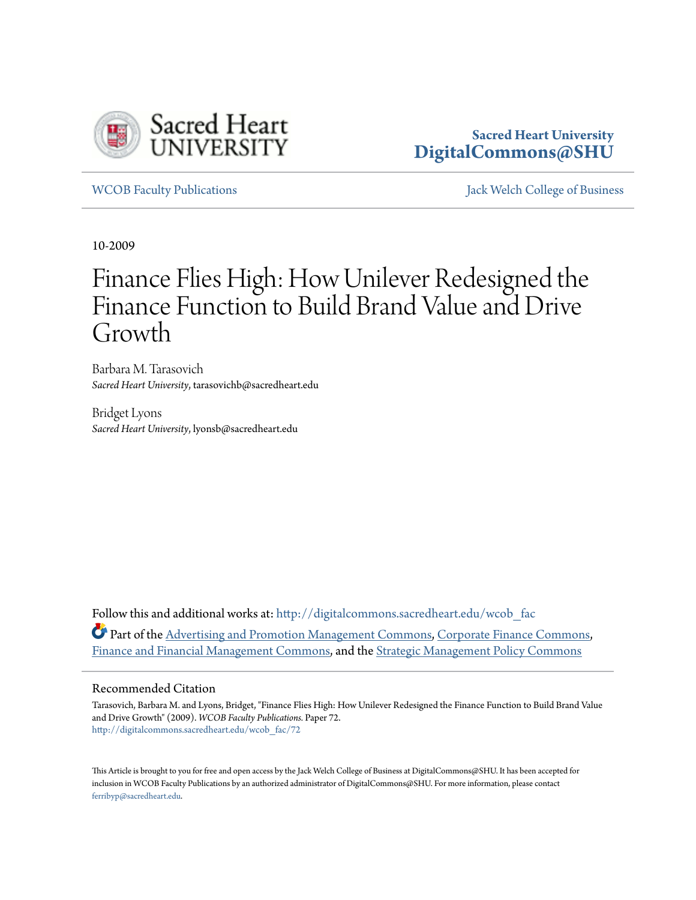Sacred Heart University
**DigitalCommons@SHU**

WCOB Faculty Publications | Jack Welch College of Business

10-2009

# Finance Flies High: How Unilever Redesigned the Finance Function to Build Brand Value and Drive Growth

Barbara M. Tarasovich
*Sacred Heart University*, tarasovichb@sacredheart.edu

Bridget Lyons
*Sacred Heart University*, lyonsb@sacredheart.edu

Follow this and additional works at: http://digitalcommons.sacredheart.edu/wcob_fac

Part of the Advertising and Promotion Management Commons, Corporate Finance Commons, Finance and Financial Management Commons, and the Strategic Management Policy Commons

## Recommended Citation

Tarasovich, Barbara M. and Lyons, Bridget, "Finance Flies High: How Unilever Redesigned the Finance Function to Build Brand Value and Drive Growth" (2009). *WCOB Faculty Publications*. Paper 72.
http://digitalcommons.sacredheart.edu/wcob_fac/72

This Article is brought to you for free and open access by the Jack Welch College of Business at DigitalCommons@SHU. It has been accepted for inclusion in WCOB Faculty Publications by an authorized administrator of DigitalCommons@SHU. For more information, please contact ferribyp@sacredheart.edu.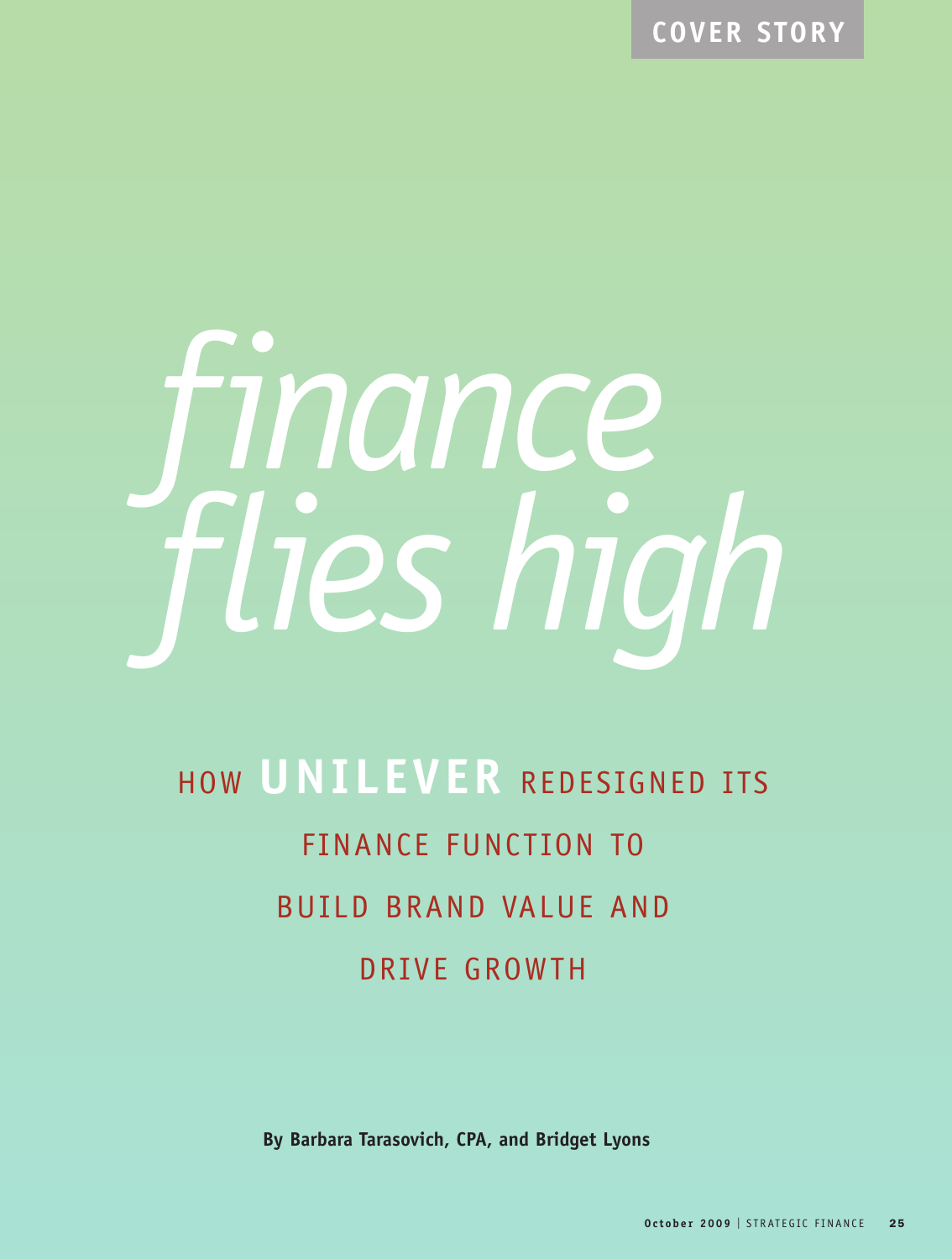COVER STORY

# *finance flies high*

## HOW **UNILEVER** REDESIGNED ITS FINANCE FUNCTION TO BUILD BRAND VALUE AND DRIVE GROWTH

**By Barbara Tarasovich, CPA, and Bridget Lyons**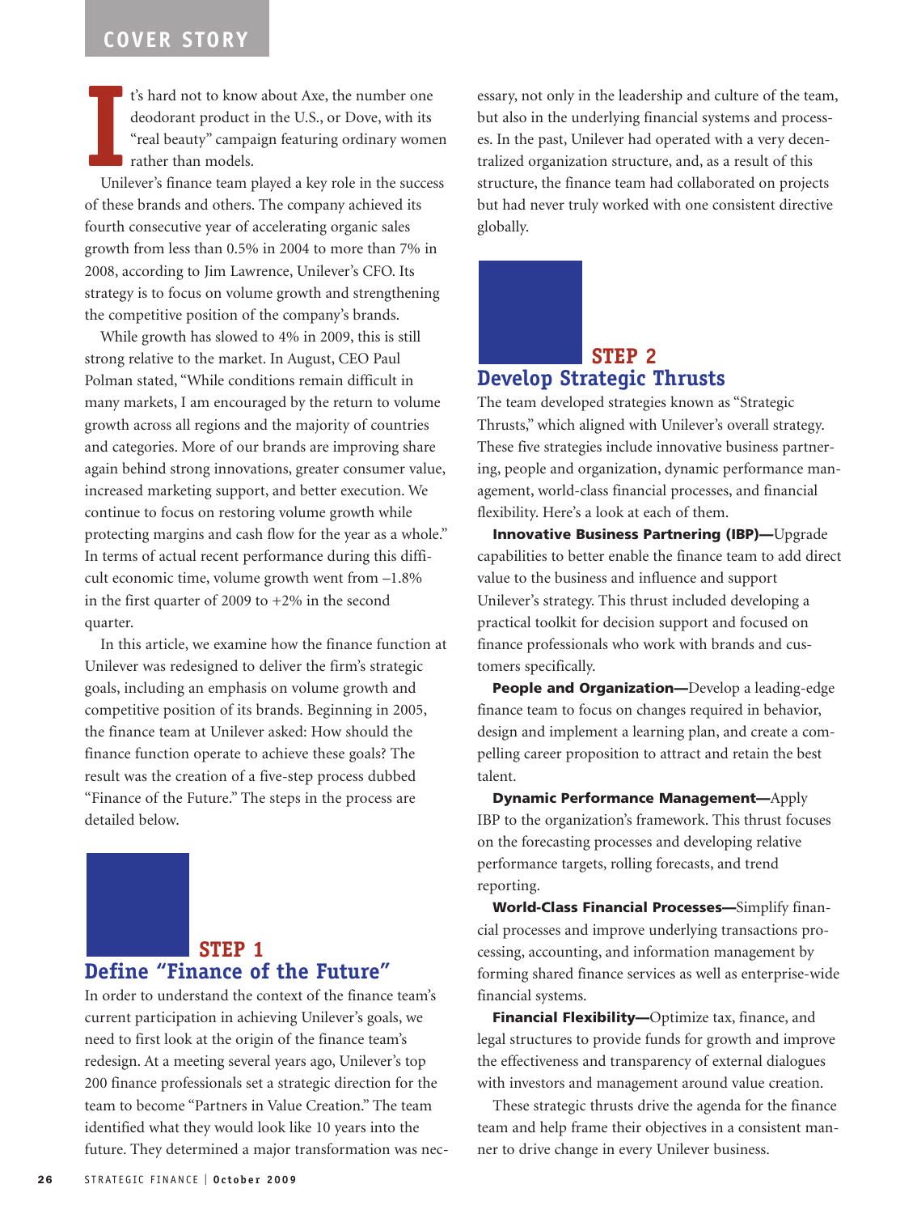It's hard not to know about Axe, the number one deodorant product in the U.S., or Dove, with its "real beauty" campaign featuring ordinary women rather than models.

Unilever's finance team played a key role in the success of these brands and others. The company achieved its fourth consecutive year of accelerating organic sales growth from less than 0.5% in 2004 to more than 7% in 2008, according to Jim Lawrence, Unilever's CFO. Its strategy is to focus on volume growth and strengthening the competitive position of the company's brands.

While growth has slowed to 4% in 2009, this is still strong relative to the market. In August, CEO Paul Polman stated, "While conditions remain difficult in many markets, I am encouraged by the return to volume growth across all regions and the majority of countries and categories. More of our brands are improving share again behind strong innovations, greater consumer value, increased marketing support, and better execution. We continue to focus on restoring volume growth while protecting margins and cash flow for the year as a whole." In terms of actual recent performance during this difficult economic time, volume growth went from –1.8% in the first quarter of 2009 to +2% in the second quarter.

In this article, we examine how the finance function at Unilever was redesigned to deliver the firm's strategic goals, including an emphasis on volume growth and competitive position of its brands. Beginning in 2005, the finance team at Unilever asked: How should the finance function operate to achieve these goals? The result was the creation of a five-step process dubbed "Finance of the Future." The steps in the process are detailed below.

## STEP 1
## Define "Finance of the Future"

In order to understand the context of the finance team's current participation in achieving Unilever's goals, we need to first look at the origin of the finance team's redesign. At a meeting several years ago, Unilever's top 200 finance professionals set a strategic direction for the team to become "Partners in Value Creation." The team identified what they would look like 10 years into the future. They determined a major transformation was necessary, not only in the leadership and culture of the team, but also in the underlying financial systems and processes. In the past, Unilever had operated with a very decentralized organization structure, and, as a result of this structure, the finance team had collaborated on projects but had never truly worked with one consistent directive globally.

## STEP 2
## Develop Strategic Thrusts

The team developed strategies known as "Strategic Thrusts," which aligned with Unilever's overall strategy. These five strategies include innovative business partnering, people and organization, dynamic performance management, world-class financial processes, and financial flexibility. Here's a look at each of them.

**Innovative Business Partnering (IBP)—**Upgrade capabilities to better enable the finance team to add direct value to the business and influence and support Unilever's strategy. This thrust included developing a practical toolkit for decision support and focused on finance professionals who work with brands and customers specifically.

**People and Organization—**Develop a leading-edge finance team to focus on changes required in behavior, design and implement a learning plan, and create a compelling career proposition to attract and retain the best talent.

**Dynamic Performance Management—**Apply IBP to the organization's framework. This thrust focuses on the forecasting processes and developing relative performance targets, rolling forecasts, and trend reporting.

**World-Class Financial Processes—**Simplify financial processes and improve underlying transactions processing, accounting, and information management by forming shared finance services as well as enterprise-wide financial systems.

**Financial Flexibility—**Optimize tax, finance, and legal structures to provide funds for growth and improve the effectiveness and transparency of external dialogues with investors and management around value creation.

These strategic thrusts drive the agenda for the finance team and help frame their objectives in a consistent manner to drive change in every Unilever business.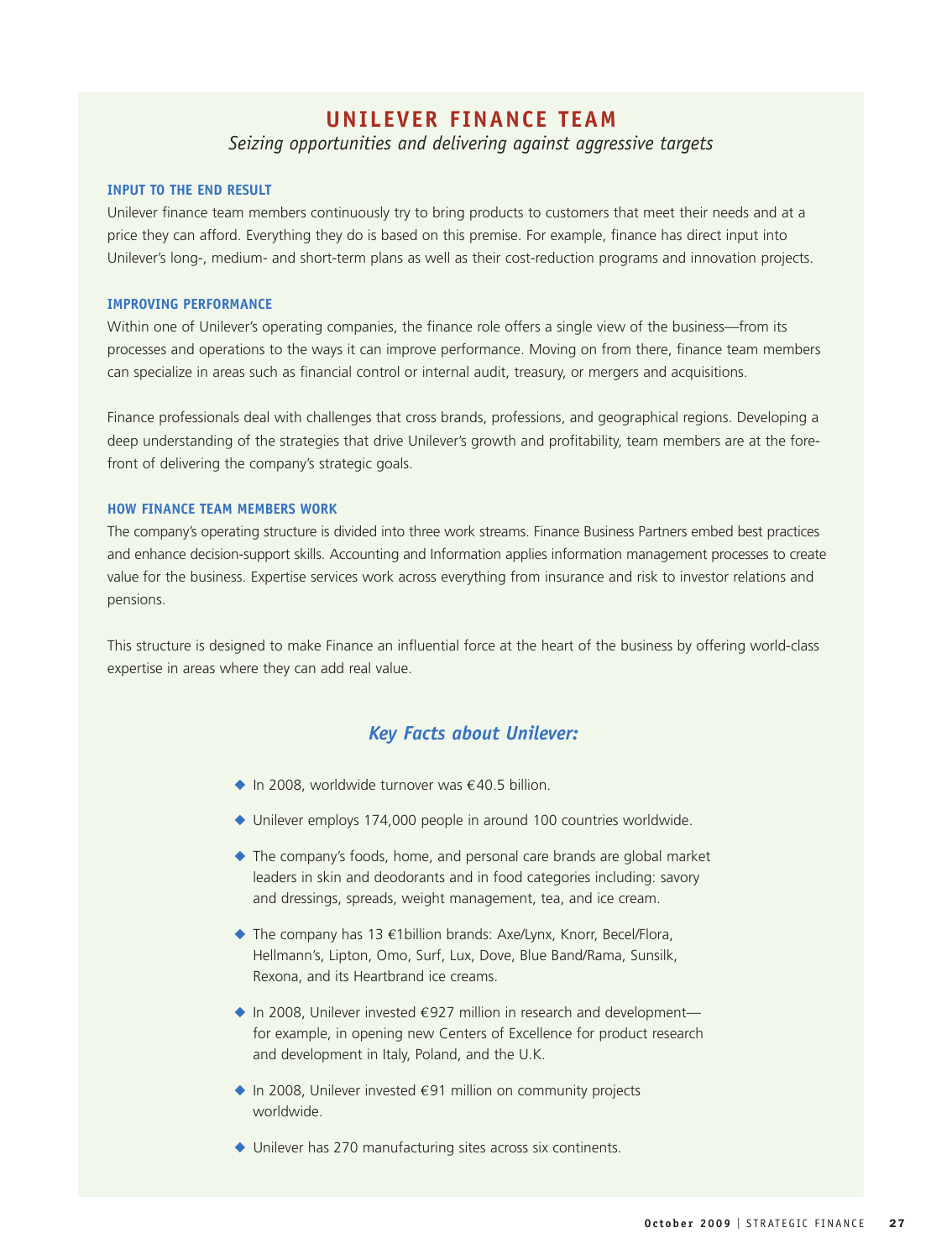## UNILEVER FINANCE TEAM

*Seizing opportunities and delivering against aggressive targets*

### INPUT TO THE END RESULT

Unilever finance team members continuously try to bring products to customers that meet their needs and at a price they can afford. Everything they do is based on this premise. For example, finance has direct input into Unilever's long-, medium- and short-term plans as well as their cost-reduction programs and innovation projects.

### IMPROVING PERFORMANCE

Within one of Unilever's operating companies, the finance role offers a single view of the business—from its processes and operations to the ways it can improve performance. Moving on from there, finance team members can specialize in areas such as financial control or internal audit, treasury, or mergers and acquisitions.

Finance professionals deal with challenges that cross brands, professions, and geographical regions. Developing a deep understanding of the strategies that drive Unilever's growth and profitability, team members are at the forefront of delivering the company's strategic goals.

### HOW FINANCE TEAM MEMBERS WORK

The company's operating structure is divided into three work streams. Finance Business Partners embed best practices and enhance decision-support skills. Accounting and Information applies information management processes to create value for the business. Expertise services work across everything from insurance and risk to investor relations and pensions.

This structure is designed to make Finance an influential force at the heart of the business by offering world-class expertise in areas where they can add real value.

### *Key Facts about Unilever:*

- In 2008, worldwide turnover was €40.5 billion.
- Unilever employs 174,000 people in around 100 countries worldwide.
- The company's foods, home, and personal care brands are global market leaders in skin and deodorants and in food categories including: savory and dressings, spreads, weight management, tea, and ice cream.
- The company has 13 €1billion brands: Axe/Lynx, Knorr, Becel/Flora, Hellmann's, Lipton, Omo, Surf, Lux, Dove, Blue Band/Rama, Sunsilk, Rexona, and its Heartbrand ice creams.
- In 2008, Unilever invested €927 million in research and development—for example, in opening new Centers of Excellence for product research and development in Italy, Poland, and the U.K.
- In 2008, Unilever invested €91 million on community projects worldwide.
- Unilever has 270 manufacturing sites across six continents.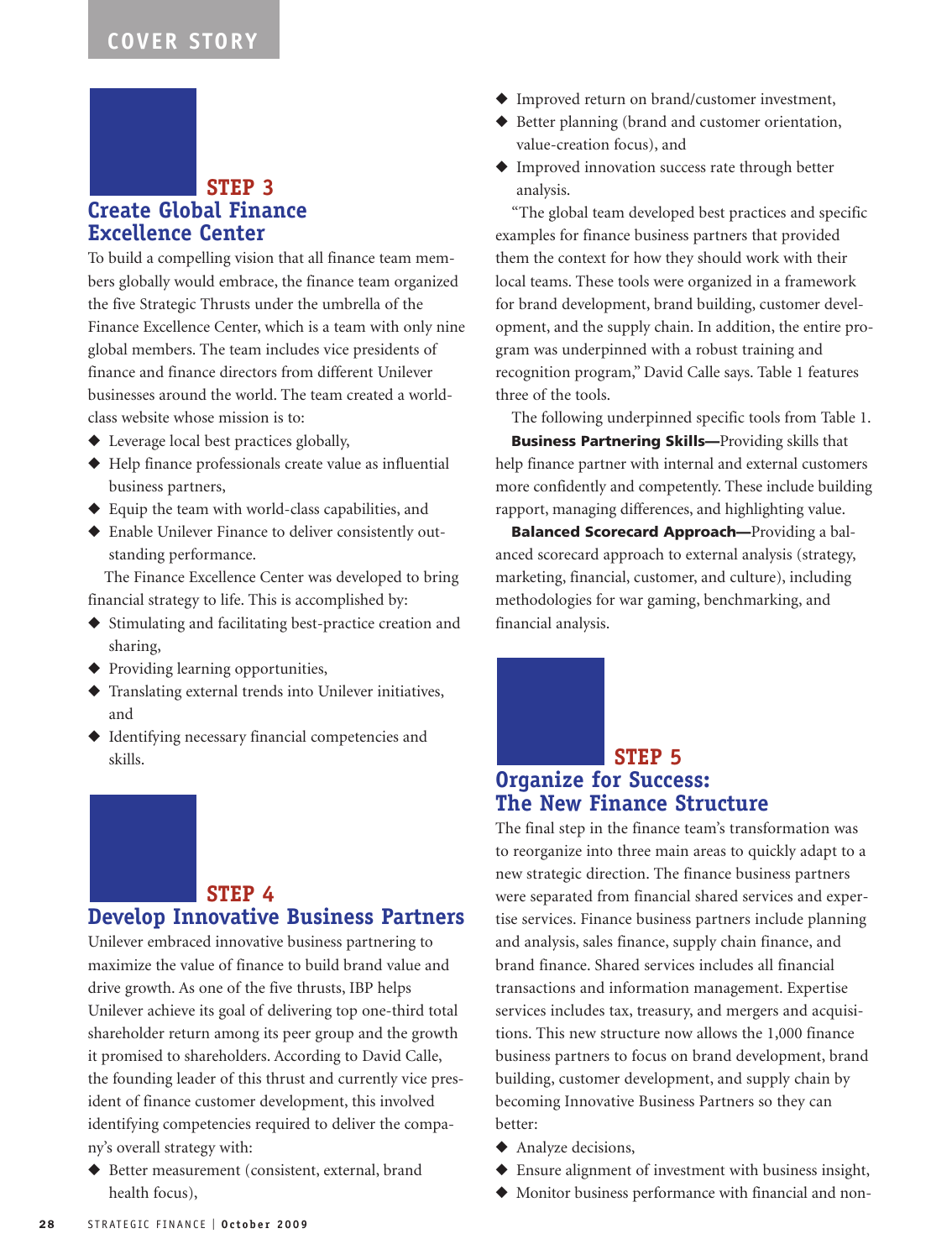## STEP 3
## Create Global Finance Excellence Center

To build a compelling vision that all finance team members globally would embrace, the finance team organized the five Strategic Thrusts under the umbrella of the Finance Excellence Center, which is a team with only nine global members. The team includes vice presidents of finance and finance directors from different Unilever businesses around the world. The team created a world-class website whose mission is to:

- Leverage local best practices globally,
- Help finance professionals create value as influential business partners,
- Equip the team with world-class capabilities, and
- Enable Unilever Finance to deliver consistently outstanding performance.

The Finance Excellence Center was developed to bring financial strategy to life. This is accomplished by:

- Stimulating and facilitating best-practice creation and sharing,
- Providing learning opportunities,
- Translating external trends into Unilever initiatives, and
- Identifying necessary financial competencies and skills.

## STEP 4
## Develop Innovative Business Partners

Unilever embraced innovative business partnering to maximize the value of finance to build brand value and drive growth. As one of the five thrusts, IBP helps Unilever achieve its goal of delivering top one-third total shareholder return among its peer group and the growth it promised to shareholders. According to David Calle, the founding leader of this thrust and currently vice president of finance customer development, this involved identifying competencies required to deliver the company's overall strategy with:

- Better measurement (consistent, external, brand health focus),
- Improved return on brand/customer investment,
- Better planning (brand and customer orientation, value-creation focus), and
- Improved innovation success rate through better analysis.

"The global team developed best practices and specific examples for finance business partners that provided them the context for how they should work with their local teams. These tools were organized in a framework for brand development, brand building, customer development, and the supply chain. In addition, the entire program was underpinned with a robust training and recognition program," David Calle says. Table 1 features three of the tools.

The following underpinned specific tools from Table 1.

**Business Partnering Skills—**Providing skills that help finance partner with internal and external customers more confidently and competently. These include building rapport, managing differences, and highlighting value.

**Balanced Scorecard Approach—**Providing a balanced scorecard approach to external analysis (strategy, marketing, financial, customer, and culture), including methodologies for war gaming, benchmarking, and financial analysis.

## STEP 5
## Organize for Success: The New Finance Structure

The final step in the finance team's transformation was to reorganize into three main areas to quickly adapt to a new strategic direction. The finance business partners were separated from financial shared services and expertise services. Finance business partners include planning and analysis, sales finance, supply chain finance, and brand finance. Shared services includes all financial transactions and information management. Expertise services includes tax, treasury, and mergers and acquisitions. This new structure now allows the 1,000 finance business partners to focus on brand development, brand building, customer development, and supply chain by becoming Innovative Business Partners so they can better:

- Analyze decisions,
- Ensure alignment of investment with business insight,
- Monitor business performance with financial and non-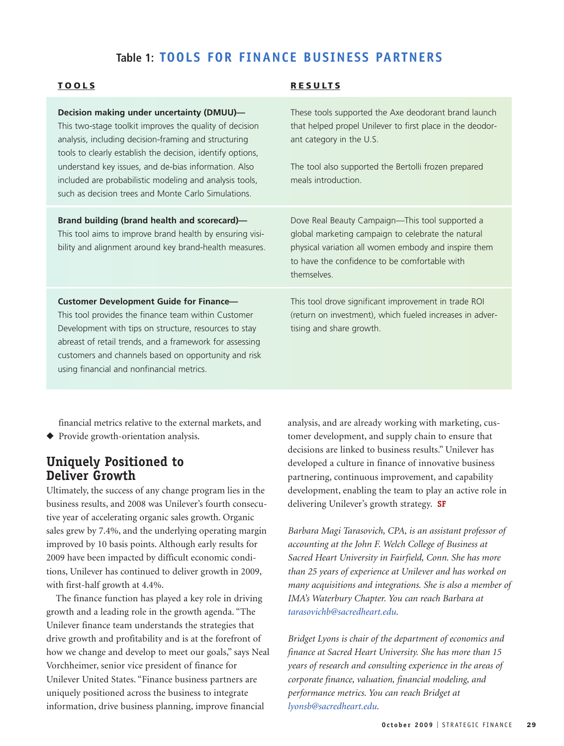## Table 1: TOOLS FOR FINANCE BUSINESS PARTNERS

| TOOLS | RESULTS |
|---|---|
| **Decision making under uncertainty (DMUU)—** This two-stage toolkit improves the quality of decision analysis, including decision-framing and structuring tools to clearly establish the decision, identify options, understand key issues, and de-bias information. Also included are probabilistic modeling and analysis tools, such as decision trees and Monte Carlo Simulations. | These tools supported the Axe deodorant brand launch that helped propel Unilever to first place in the deodorant category in the U.S. The tool also supported the Bertolli frozen prepared meals introduction. |
| **Brand building (brand health and scorecard)—** This tool aims to improve brand health by ensuring visibility and alignment around key brand-health measures. | Dove Real Beauty Campaign—This tool supported a global marketing campaign to celebrate the natural physical variation all women embody and inspire them to have the confidence to be comfortable with themselves. |
| **Customer Development Guide for Finance—** This tool provides the finance team within Customer Development with tips on structure, resources to stay abreast of retail trends, and a framework for assessing customers and channels based on opportunity and risk using financial and nonfinancial metrics. | This tool drove significant improvement in trade ROI (return on investment), which fueled increases in advertising and share growth. |

financial metrics relative to the external markets, and

- Provide growth-orientation analysis.

## Uniquely Positioned to Deliver Growth

Ultimately, the success of any change program lies in the business results, and 2008 was Unilever's fourth consecutive year of accelerating organic sales growth. Organic sales grew by 7.4%, and the underlying operating margin improved by 10 basis points. Although early results for 2009 have been impacted by difficult economic conditions, Unilever has continued to deliver growth in 2009, with first-half growth at 4.4%.

The finance function has played a key role in driving growth and a leading role in the growth agenda. "The Unilever finance team understands the strategies that drive growth and profitability and is at the forefront of how we change and develop to meet our goals," says Neal Vorchheimer, senior vice president of finance for Unilever United States. "Finance business partners are uniquely positioned across the business to integrate information, drive business planning, improve financial analysis, and are already working with marketing, customer development, and supply chain to ensure that decisions are linked to business results." Unilever has developed a culture in finance of innovative business partnering, continuous improvement, and capability development, enabling the team to play an active role in delivering Unilever's growth strategy. **SF**

*Barbara Magi Tarasovich, CPA, is an assistant professor of accounting at the John F. Welch College of Business at Sacred Heart University in Fairfield, Conn. She has more than 25 years of experience at Unilever and has worked on many acquisitions and integrations. She is also a member of IMA's Waterbury Chapter. You can reach Barbara at tarasovichb@sacredheart.edu.*

*Bridget Lyons is chair of the department of economics and finance at Sacred Heart University. She has more than 15 years of research and consulting experience in the areas of corporate finance, valuation, financial modeling, and performance metrics. You can reach Bridget at lyonsb@sacredheart.edu.*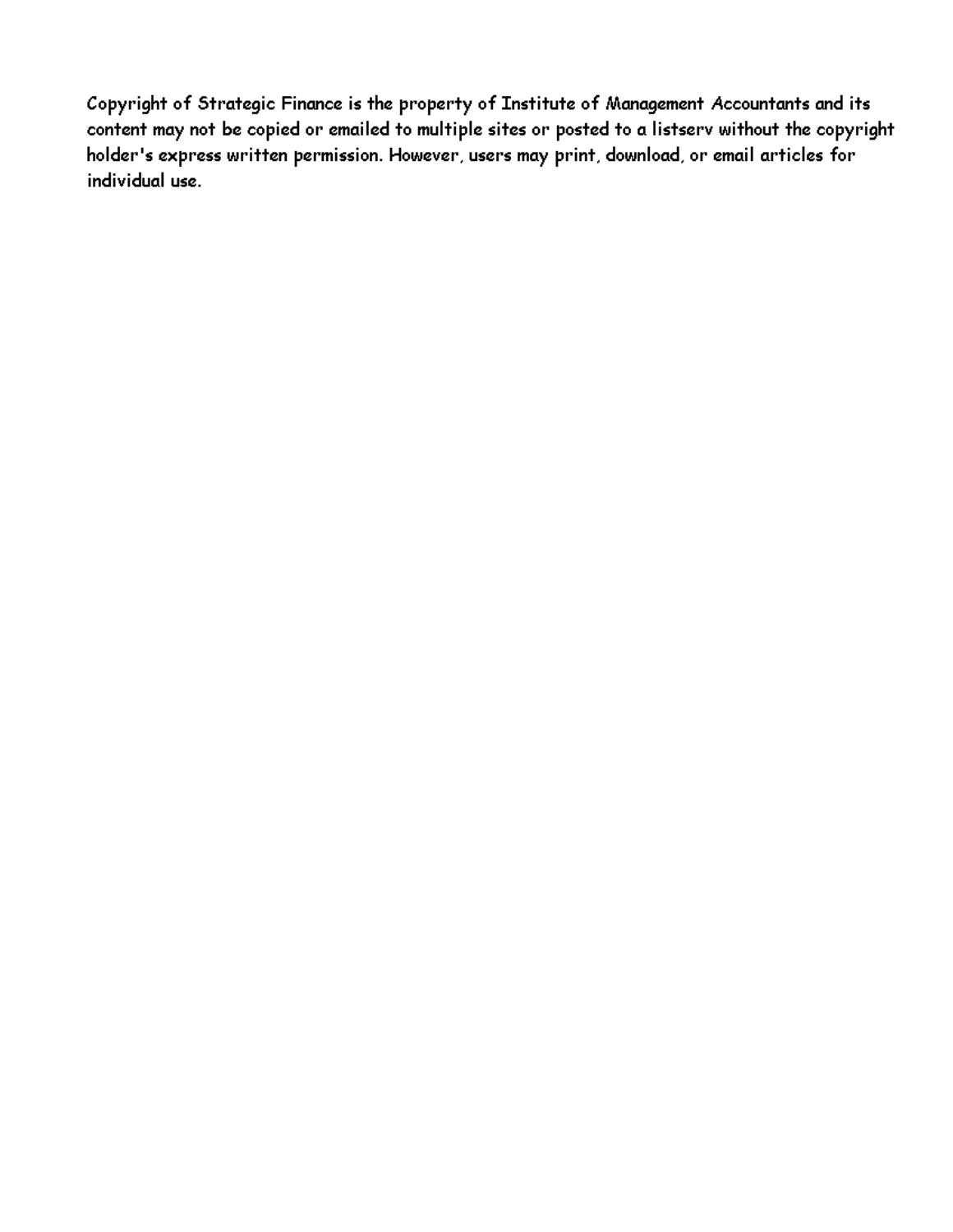Copyright of Strategic Finance is the property of Institute of Management Accountants and its content may not be copied or emailed to multiple sites or posted to a listserv without the copyright holder's express written permission. However, users may print, download, or email articles for individual use.